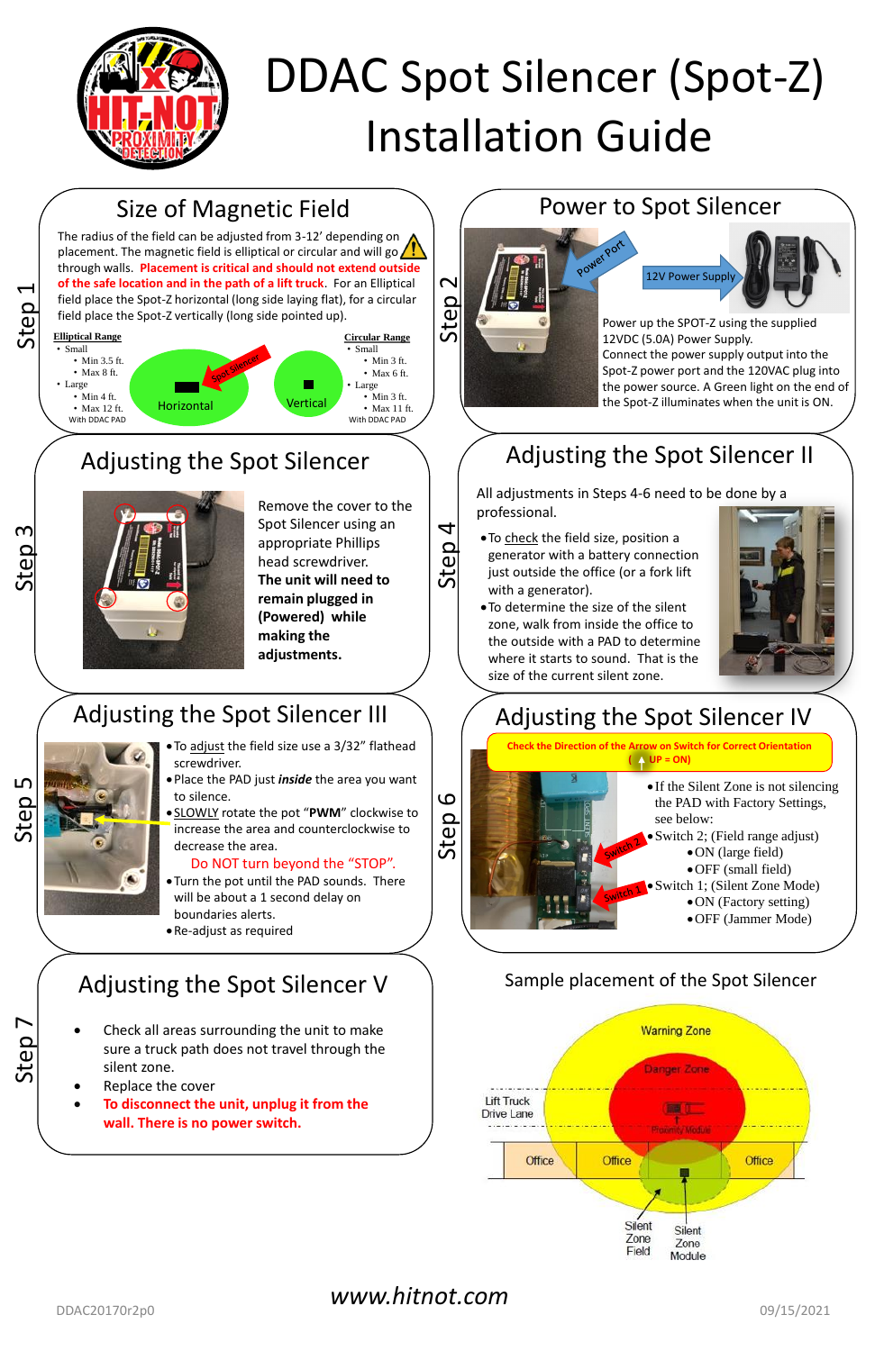# DDAC Spot Silencer (Spot-Z) Installation Guide

## Step 1 — Size of Magnetic Field

The radius of the field can be adjusted from 3-12' depending on placement. The magnetic field is elliptical or circular and will go through walls. **Placement is critical and should not extend outside of the safe location and in the path of a lift truck.** For an Elliptical field place the Spot-Z horizontal (long side laying flat), for a circular field place the Spot-Z vertically (long side pointed up).

**Elliptical Range**
- Small
  - Min 3.5 ft.
  - Max 8 ft.
- Large
  - Min 4 ft.
  - Max 12 ft.

With DDAC PAD

**Circular Range**
- Small
  - Min 3 ft.
  - Max 6 ft.
- Large
  - Min 3 ft.
  - Max 11 ft.

With DDAC PAD

Spot Silencer — Horizontal — Vertical

## Step 2 — Power to Spot Silencer

Power Port — 12V Power Supply

Power up the SPOT-Z using the supplied 12VDC (5.0A) Power Supply. Connect the power supply output into the Spot-Z power port and the 120VAC plug into the power source. A Green light on the end of the Spot-Z illuminates when the unit is ON.

## Step 3 — Adjusting the Spot Silencer

Remove the cover to the Spot Silencer using an appropriate Phillips head screwdriver. **The unit will need to remain plugged in (Powered) while making the adjustments.**

## Step 4 — Adjusting the Spot Silencer II

All adjustments in Steps 4-6 need to be done by a professional.

- To check the field size, position a generator with a battery connection just outside the office (or a fork lift with a generator).
- To determine the size of the silent zone, walk from inside the office to the outside with a PAD to determine where it starts to sound. That is the size of the current silent zone.

## Step 5 — Adjusting the Spot Silencer III

- To adjust the field size use a 3/32" flathead screwdriver.
- Place the PAD just ***inside*** the area you want to silence.
- SLOWLY rotate the pot "**PWM**" clockwise to increase the area and counterclockwise to decrease the area.

  Do NOT turn beyond the "STOP".
- Turn the pot until the PAD sounds. There will be about a 1 second delay on boundaries alerts.
- Re-adjust as required

## Step 6 — Adjusting the Spot Silencer IV

**Check the Direction of the Arrow on Switch for Correct Orientation (↑ UP = ON)**

Switch 2 — Switch 1

- If the Silent Zone is not silencing the PAD with Factory Settings, see below:
- Switch 2; (Field range adjust)
  - ON (large field)
  - OFF (small field)
- Switch 1; (Silent Zone Mode)
  - ON (Factory setting)
  - OFF (Jammer Mode)

## Step 7 — Adjusting the Spot Silencer V

- Check all areas surrounding the unit to make sure a truck path does not travel through the silent zone.
- Replace the cover
- **To disconnect the unit, unplug it from the wall. There is no power switch.**

## Sample placement of the Spot Silencer

Warning Zone — Danger Zone — Proximity Module — Lift Truck Drive Lane — Office — Office — Office — Silent Zone Field — Silent Zone Module

www.hitnot.com

DDAC20170r2p0 — 09/15/2021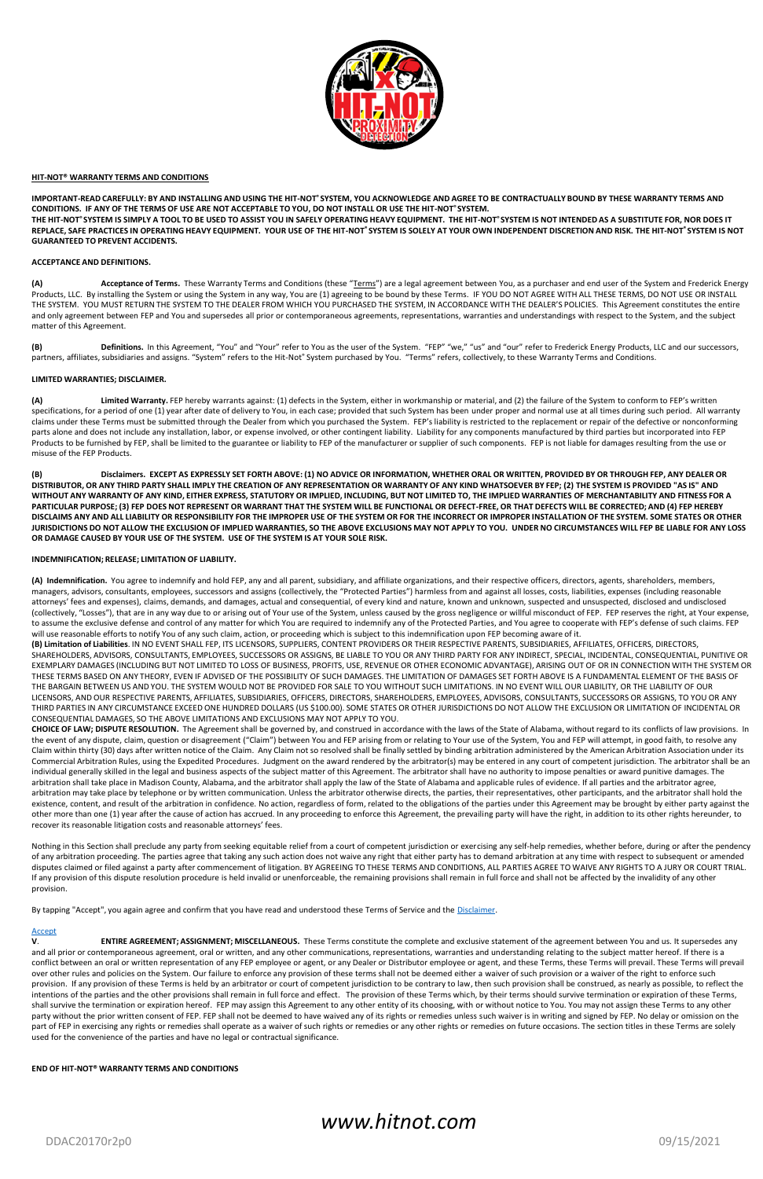**HIT-NOT® WARRANTY TERMS AND CONDITIONS**

**IMPORTANT-READ CAREFULLY: BY AND INSTALLING AND USING THE HIT-NOT® SYSTEM, YOU ACKNOWLEDGE AND AGREE TO BE CONTRACTUALLY BOUND BY THESE WARRANTY TERMS AND CONDITIONS. IF ANY OF THE TERMS OF USE ARE NOT ACCEPTABLE TO YOU, DO NOT INSTALL OR USE THE HIT-NOT® SYSTEM.**

**THE HIT-NOT® SYSTEM IS SIMPLY A TOOL TO BE USED TO ASSIST YOU IN SAFELY OPERATING HEAVY EQUIPMENT. THE HIT-NOT® SYSTEM IS NOT INTENDED AS A SUBSTITUTE FOR, NOR DOES IT REPLACE, SAFE PRACTICES IN OPERATING HEAVY EQUIPMENT. YOUR USE OF THE HIT-NOT® SYSTEM IS SOLELY AT YOUR OWN INDEPENDENT DISCRETION AND RISK. THE HIT-NOT® SYSTEM IS NOT GUARANTEED TO PREVENT ACCIDENTS.**

**ACCEPTANCE AND DEFINITIONS.**

**(A) Acceptance of Terms.** These Warranty Terms and Conditions (these "Terms") are a legal agreement between You, as a purchaser and end user of the System and Frederick Energy Products, LLC. By installing the System or using the System in any way, You are (1) agreeing to be bound by these Terms. IF YOU DO NOT AGREE WITH ALL THESE TERMS, DO NOT USE OR INSTALL THE SYSTEM. YOU MUST RETURN THE SYSTEM TO THE DEALER FROM WHICH YOU PURCHASED THE SYSTEM, IN ACCORDANCE WITH THE DEALER'S POLICIES. This Agreement constitutes the entire and only agreement between FEP and You and supersedes all prior or contemporaneous agreements, representations, warranties and understandings with respect to the System, and the subject matter of this Agreement.

**(B) Definitions.** In this Agreement, "You" and "Your" refer to You as the user of the System. "FEP" "we," "us" and "our" refer to Frederick Energy Products, LLC and our successors, partners, affiliates, subsidiaries and assigns. "System" refers to the Hit-Not® System purchased by You. "Terms" refers, collectively, to these Warranty Terms and Conditions.

**LIMITED WARRANTIES; DISCLAIMER.**

**(A) Limited Warranty.** FEP hereby warrants against: (1) defects in the System, either in workmanship or material, and (2) the failure of the System to conform to FEP's written specifications, for a period of one (1) year after date of delivery to You, in each case; provided that such System has been under proper and normal use at all times during such period. All warranty claims under these Terms must be submitted through the Dealer from which you purchased the System. FEP's liability is restricted to the replacement or repair of the defective or nonconforming parts alone and does not include any installation, labor, or expense involved, or other contingent liability. Liability for any components manufactured by third parties but incorporated into FEP Products to be furnished by FEP, shall be limited to the guarantee or liability to FEP of the manufacturer or supplier of such components. FEP is not liable for damages resulting from the use or misuse of the FEP Products.

**(B) Disclaimers. EXCEPT AS EXPRESSLY SET FORTH ABOVE: (1) NO ADVICE OR INFORMATION, WHETHER ORAL OR WRITTEN, PROVIDED BY OR THROUGH FEP, ANY DEALER OR DISTRIBUTOR, OR ANY THIRD PARTY SHALL IMPLY THE CREATION OF ANY REPRESENTATION OR WARRANTY OF ANY KIND WHATSOEVER BY FEP; (2) THE SYSTEM IS PROVIDED "AS IS" AND WITHOUT ANY WARRANTY OF ANY KIND, EITHER EXPRESS, STATUTORY OR IMPLIED, INCLUDING, BUT NOT LIMITED TO, THE IMPLIED WARRANTIES OF MERCHANTABILITY AND FITNESS FOR A PARTICULAR PURPOSE; (3) FEP DOES NOT REPRESENT OR WARRANT THAT THE SYSTEM WILL BE FUNCTIONAL OR DEFECT-FREE, OR THAT DEFECTS WILL BE CORRECTED; AND (4) FEP HEREBY DISCLAIMS ANY AND ALL LIABILITY OR RESPONSIBILITY FOR THE IMPROPER USE OF THE SYSTEM OR FOR THE INCORRECT OR IMPROPER INSTALLATION OF THE SYSTEM. SOME STATES OR OTHER JURISDICTIONS DO NOT ALLOW THE EXCLUSION OF IMPLIED WARRANTIES, SO THE ABOVE EXCLUSIONS MAY NOT APPLY TO YOU. UNDER NO CIRCUMSTANCES WILL FEP BE LIABLE FOR ANY LOSS OR DAMAGE CAUSED BY YOUR USE OF THE SYSTEM. USE OF THE SYSTEM IS AT YOUR SOLE RISK.**

**INDEMNIFICATION; RELEASE; LIMITATION OF LIABILITY.**

**(A) Indemnification.** You agree to indemnify and hold FEP, any and all parent, subsidiary, and affiliate organizations, and their respective officers, directors, agents, shareholders, members, managers, advisors, consultants, employees, successors and assigns (collectively, the "Protected Parties") harmless from and against all losses, costs, liabilities, expenses (including reasonable attorneys' fees and expenses), claims, demands, and damages, actual and consequential, of every kind and nature, known and unknown, suspected and unsuspected, disclosed and undisclosed (collectively, "Losses"), that are in any way due to or arising out of Your use of the System, unless caused by the gross negligence or willful misconduct of FEP. FEP reserves the right, at Your expense, to assume the exclusive defense and control of any matter for which You are required to indemnify any of the Protected Parties, and You agree to cooperate with FEP's defense of such claims. FEP will use reasonable efforts to notify You of any such claim, action, or proceeding which is subject to this indemnification upon FEP becoming aware of it.

**(B) Limitation of Liabilities**. IN NO EVENT SHALL FEP, ITS LICENSORS, SUPPLIERS, CONTENT PROVIDERS OR THEIR RESPECTIVE PARENTS, SUBSIDIARIES, AFFILIATES, OFFICERS, DIRECTORS, SHAREHOLDERS, ADVISORS, CONSULTANTS, EMPLOYEES, SUCCESSORS OR ASSIGNS, BE LIABLE TO YOU OR ANY THIRD PARTY FOR ANY INDIRECT, SPECIAL, INCIDENTAL, CONSEQUENTIAL, PUNITIVE OR EXEMPLARY DAMAGES (INCLUDING BUT NOT LIMITED TO LOSS OF BUSINESS, PROFITS, USE, REVENUE OR OTHER ECONOMIC ADVANTAGE), ARISING OUT OF OR IN CONNECTION WITH THE SYSTEM OR THESE TERMS BASED ON ANY THEORY, EVEN IF ADVISED OF THE POSSIBILITY OF SUCH DAMAGES. THE LIMITATION OF DAMAGES SET FORTH ABOVE IS A FUNDAMENTAL ELEMENT OF THE BASIS OF THE BARGAIN BETWEEN US AND YOU. THE SYSTEM WOULD NOT BE PROVIDED FOR SALE TO YOU WITHOUT SUCH LIMITATIONS. IN NO EVENT WILL OUR LIABILITY, OR THE LIABILITY OF OUR LICENSORS, AND OUR RESPECTIVE PARENTS, AFFILIATES, SUBSIDIARIES, OFFICERS, DIRECTORS, SHAREHOLDERS, EMPLOYEES, ADVISORS, CONSULTANTS, SUCCESSORS OR ASSIGNS, TO YOU OR ANY THIRD PARTIES IN ANY CIRCUMSTANCE EXCEED ONE HUNDRED DOLLARS (US $100.00). SOME STATES OR OTHER JURISDICTIONS DO NOT ALLOW THE EXCLUSION OR LIMITATION OF INCIDENTAL OR CONSEQUENTIAL DAMAGES, SO THE ABOVE LIMITATIONS AND EXCLUSIONS MAY NOT APPLY TO YOU.

**CHOICE OF LAW; DISPUTE RESOLUTION.** The Agreement shall be governed by, and construed in accordance with the laws of the State of Alabama, without regard to its conflicts of law provisions. In the event of any dispute, claim, question or disagreement ("Claim") between You and FEP arising from or relating to Your use of the System, You and FEP will attempt, in good faith, to resolve any Claim within thirty (30) days after written notice of the Claim. Any Claim not so resolved shall be finally settled by binding arbitration administered by the American Arbitration Association under its Commercial Arbitration Rules, using the Expedited Procedures. Judgment on the award rendered by the arbitrator(s) may be entered in any court of competent jurisdiction. The arbitrator shall be an individual generally skilled in the legal and business aspects of the subject matter of this Agreement. The arbitrator shall have no authority to impose penalties or award punitive damages. The arbitration shall take place in Madison County, Alabama, and the arbitrator shall apply the law of the State of Alabama and applicable rules of evidence. If all parties and the arbitrator agree, arbitration may take place by telephone or by written communication. Unless the arbitrator otherwise directs, the parties, their representatives, other participants, and the arbitrator shall hold the existence, content, and result of the arbitration in confidence. No action, regardless of form, related to the obligations of the parties under this Agreement may be brought by either party against the other more than one (1) year after the cause of action has accrued. In any proceeding to enforce this Agreement, the prevailing party will have the right, in addition to its other rights hereunder, to recover its reasonable litigation costs and reasonable attorneys' fees.

Nothing in this Section shall preclude any party from seeking equitable relief from a court of competent jurisdiction or exercising any self-help remedies, whether before, during or after the pendency of any arbitration proceeding. The parties agree that taking any such action does not waive any right that either party has to demand arbitration at any time with respect to subsequent or amended disputes claimed or filed against a party after commencement of litigation. BY AGREEING TO THESE TERMS AND CONDITIONS, ALL PARTIES AGREE TO WAIVE ANY RIGHTS TO A JURY OR COURT TRIAL. If any provision of this dispute resolution procedure is held invalid or unenforceable, the remaining provisions shall remain in full force and shall not be affected by the invalidity of any other provision.

By tapping "Accept", you again agree and confirm that you have read and understood these Terms of Service and the Disclaimer.

Accept

**V. ENTIRE AGREEMENT; ASSIGNMENT; MISCELLANEOUS.** These Terms constitute the complete and exclusive statement of the agreement between You and us. It supersedes any and all prior or contemporaneous agreement, oral or written, and any other communications, representations, warranties and understanding relating to the subject matter hereof. If there is a conflict between an oral or written representation of any FEP employee or agent, or any Dealer or Distributor employee or agent, and these Terms, these Terms will prevail. These Terms will prevail over other rules and policies on the System. Our failure to enforce any provision of these terms shall not be deemed either a waiver of such provision or a waiver of the right to enforce such provision. If any provision of these Terms is held by an arbitrator or court of competent jurisdiction to be contrary to law, then such provision shall be construed, as nearly as possible, to reflect the intentions of the parties and the other provisions shall remain in full force and effect. The provision of these Terms which, by their terms should survive termination or expiration of these Terms, shall survive the termination or expiration hereof. FEP may assign this Agreement to any other entity of its choosing, with or without notice to You. You may not assign these Terms to any other party without the prior written consent of FEP. FEP shall not be deemed to have waived any of its rights or remedies unless such waiver is in writing and signed by FEP. No delay or omission on the part of FEP in exercising any rights or remedies shall operate as a waiver of such rights or remedies or any other rights or remedies on future occasions. The section titles in these Terms are solely used for the convenience of the parties and have no legal or contractual significance.

**END OF HIT-NOT® WARRANTY TERMS AND CONDITIONS**

*www.hitnot.com*

DDAC20170r2p0 09/15/2021